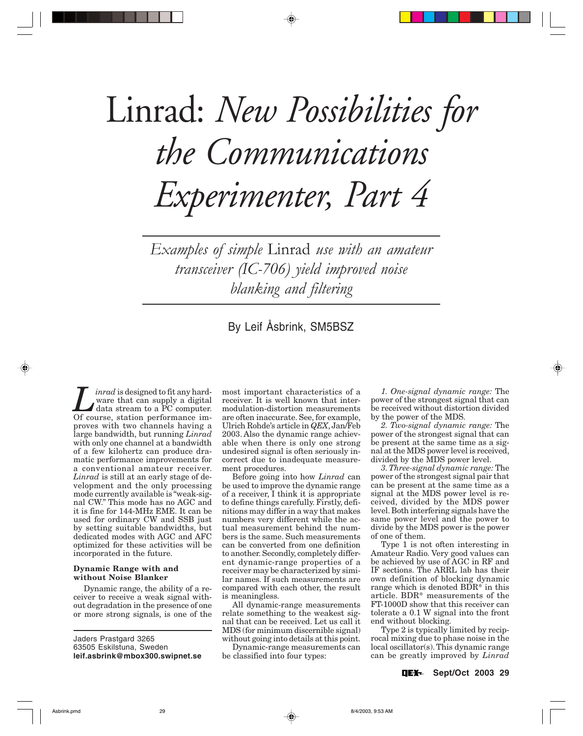# Linrad: *New Possibilities for the Communications Experimenter, Part 4*

*Examples of simple* Linrad *use with an amateur transceiver (IC-706) yield improved noise blanking and filtering*

By Leif Åsbrink, SM5BSZ

*Linrad* is designed to fit any hardware that can supply a digital data stream to a PC computer. Of course, station performance improves with two channels having a large bandwidth, but running *Linrad* with only one channel at a bandwidth of a few kilohertz can produce dramatic performance improvements for a conventional amateur receiver. *Linrad* is still at an early stage of development and the only processing mode currently available is "weak-signal CW." This mode has no AGC and it is fine for 144-MHz EME. It can be used for ordinary CW and SSB just by setting suitable bandwidths, but dedicated modes with AGC and AFC optimized for these activities will be incorporated in the future.

**Dynamic Range with and without Noise Blanker**

Dynamic range, the ability of a receiver to receive a weak signal without degradation in the presence of one or more strong signals, is one of the most important characteristics of a receiver. It is well known that intermodulation-distortion measurements are often inaccurate. See, for example, Ulrich Rohde's article in *QEX*, Jan/Feb 2003. Also the dynamic range achievable when there is only one strong undesired signal is often seriously incorrect due to inadequate measurement procedures.

Before going into how *Linrad* can be used to improve the dynamic range of a receiver, I think it is appropriate to define things carefully. Firstly, definitions may differ in a way that makes numbers very different while the actual measurement behind the numbers is the same. Such measurements can be converted from one definition to another. Secondly, completely different dynamic-range properties of a receiver may be characterized by similar names. If such measurements are compared with each other, the result is meaningless.

All dynamic-range measurements relate something to the weakest signal that can be received. Let us call it MDS (for minimum discernible signal) without going into details at this point.

Dynamic-range measurements can be classified into four types:

1. *One-signal dynamic range:* The power of the strongest signal that can be received without distortion divided by the power of the MDS.
2. *Two-signal dynamic range:* The power of the strongest signal that can be present at the same time as a signal at the MDS power level is received, divided by the MDS power level.
3. *Three-signal dynamic range:* The power of the strongest signal pair that can be present at the same time as a signal at the MDS power level is received, divided by the MDS power level. Both interfering signals have the same power level and the power to divide by the MDS power is the power of one of them.

Type 1 is not often interesting in Amateur Radio. Very good values can be achieved by use of AGC in RF and IF sections. The ARRL lab has their own definition of blocking dynamic range which is denoted BDR* in this article. BDR* measurements of the FT-1000D show that this receiver can tolerate a 0.1 W signal into the front end without blocking.

Type 2 is typically limited by reciprocal mixing due to phase noise in the local oscillator(s). This dynamic range can be greatly improved by *Linrad*

Jaders Prastgard 3265
63505 Eskilstuna, Sweden
**leif.asbrink@mbox300.swipnet.se**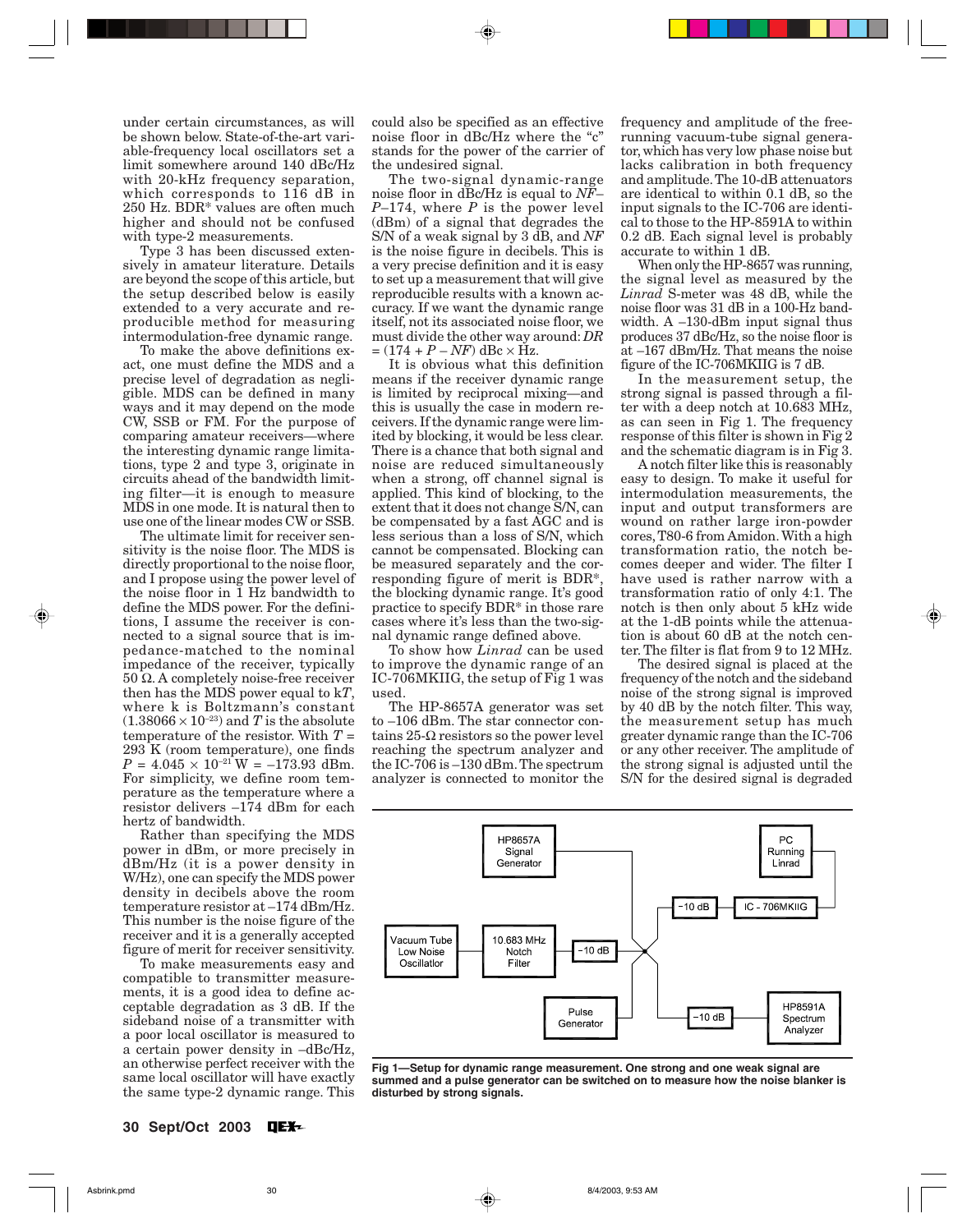under certain circumstances, as will be shown below. State-of-the-art variable-frequency local oscillators set a limit somewhere around 140 dBc/Hz with 20-kHz frequency separation, which corresponds to 116 dB in 250 Hz. BDR* values are often much higher and should not be confused with type-2 measurements.

Type 3 has been discussed extensively in amateur literature. Details are beyond the scope of this article, but the setup described below is easily extended to a very accurate and reproducible method for measuring intermodulation-free dynamic range.

To make the above definitions exact, one must define the MDS and a precise level of degradation as negligible. MDS can be defined in many ways and it may depend on the mode CW, SSB or FM. For the purpose of comparing amateur receivers—where the interesting dynamic range limitations, type 2 and type 3, originate in circuits ahead of the bandwidth limiting filter—it is enough to measure MDS in one mode. It is natural then to use one of the linear modes CW or SSB.

The ultimate limit for receiver sensitivity is the noise floor. The MDS is directly proportional to the noise floor, and I propose using the power level of the noise floor in 1 Hz bandwidth to define the MDS power. For the definitions, I assume the receiver is connected to a signal source that is impedance-matched to the nominal impedance of the receiver, typically 50 Ω. A completely noise-free receiver then has the MDS power equal to k*T*, where k is Boltzmann's constant ($1.38066 \times 10^{-23}$) and *T* is the absolute temperature of the resistor. With $T = 293$ K (room temperature), one finds $P = 4.045 \times 10^{-21}$ W $= -173.93$ dBm. For simplicity, we define room temperature as the temperature where a resistor delivers –174 dBm for each hertz of bandwidth.

Rather than specifying the MDS power in dBm, or more precisely in dBm/Hz (it is a power density in W/Hz), one can specify the MDS power density in decibels above the room temperature resistor at –174 dBm/Hz. This number is the noise figure of the receiver and it is a generally accepted figure of merit for receiver sensitivity.

To make measurements easy and compatible to transmitter measurements, it is a good idea to define acceptable degradation as 3 dB. If the sideband noise of a transmitter with a poor local oscillator is measured to a certain power density in –dBc/Hz, an otherwise perfect receiver with the same local oscillator will have exactly the same type-2 dynamic range. This could also be specified as an effective noise floor in dBc/Hz where the "c" stands for the power of the carrier of the undesired signal.

The two-signal dynamic-range noise floor in dBc/Hz is equal to $NF - P - 174$, where *P* is the power level (dBm) of a signal that degrades the S/N of a weak signal by 3 dB, and *NF* is the noise figure in decibels. This is a very precise definition and it is easy to set up a measurement that will give reproducible results with a known accuracy. If we want the dynamic range itself, not its associated noise floor, we must divide the other way around: $DR = (174 + P - NF)$ dBc × Hz.

It is obvious what this definition means if the receiver dynamic range is limited by reciprocal mixing—and this is usually the case in modern receivers. If the dynamic range were limited by blocking, it would be less clear. There is a chance that both signal and noise are reduced simultaneously when a strong, off channel signal is applied. This kind of blocking, to the extent that it does not change S/N, can be compensated by a fast AGC and is less serious than a loss of S/N, which cannot be compensated. Blocking can be measured separately and the corresponding figure of merit is BDR*, the blocking dynamic range. It's good practice to specify BDR* in those rare cases where it's less than the two-signal dynamic range defined above.

To show how *Linrad* can be used to improve the dynamic range of an IC-706MKIIG, the setup of Fig 1 was used.

The HP-8657A generator was set to –106 dBm. The star connector contains 25-Ω resistors so the power level reaching the spectrum analyzer and the IC-706 is –130 dBm. The spectrum analyzer is connected to monitor the frequency and amplitude of the free-running vacuum-tube signal generator, which has very low phase noise but lacks calibration in both frequency and amplitude. The 10-dB attenuators are identical to within 0.1 dB, so the input signals to the IC-706 are identical to those to the HP-8591A to within 0.2 dB. Each signal level is probably accurate to within 1 dB.

When only the HP-8657 was running, the signal level as measured by the *Linrad* S-meter was 48 dB, while the noise floor was 31 dB in a 100-Hz bandwidth. A –130-dBm input signal thus produces 37 dBc/Hz, so the noise floor is at –167 dBm/Hz. That means the noise figure of the IC-706MKIIG is 7 dB.

In the measurement setup, the strong signal is passed through a filter with a deep notch at 10.683 MHz, as can seen in Fig 1. The frequency response of this filter is shown in Fig 2 and the schematic diagram is in Fig 3.

A notch filter like this is reasonably easy to design. To make it useful for intermodulation measurements, the input and output transformers are wound on rather large iron-powder cores, T80-6 from Amidon. With a high transformation ratio, the notch becomes deeper and wider. The filter I have used is rather narrow with a transformation ratio of only 4:1. The notch is then only about 5 kHz wide at the 1-dB points while the attenuation is about 60 dB at the notch center. The filter is flat from 9 to 12 MHz.

The desired signal is placed at the frequency of the notch and the sideband noise of the strong signal is improved by 40 dB by the notch filter. This way, the measurement setup has much greater dynamic range than the IC-706 or any other receiver. The amplitude of the strong signal is adjusted until the S/N for the desired signal is degraded

**Fig 1—Setup for dynamic range measurement. One strong and one weak signal are summed and a pulse generator can be switched on to measure how the noise blanker is disturbed by strong signals.**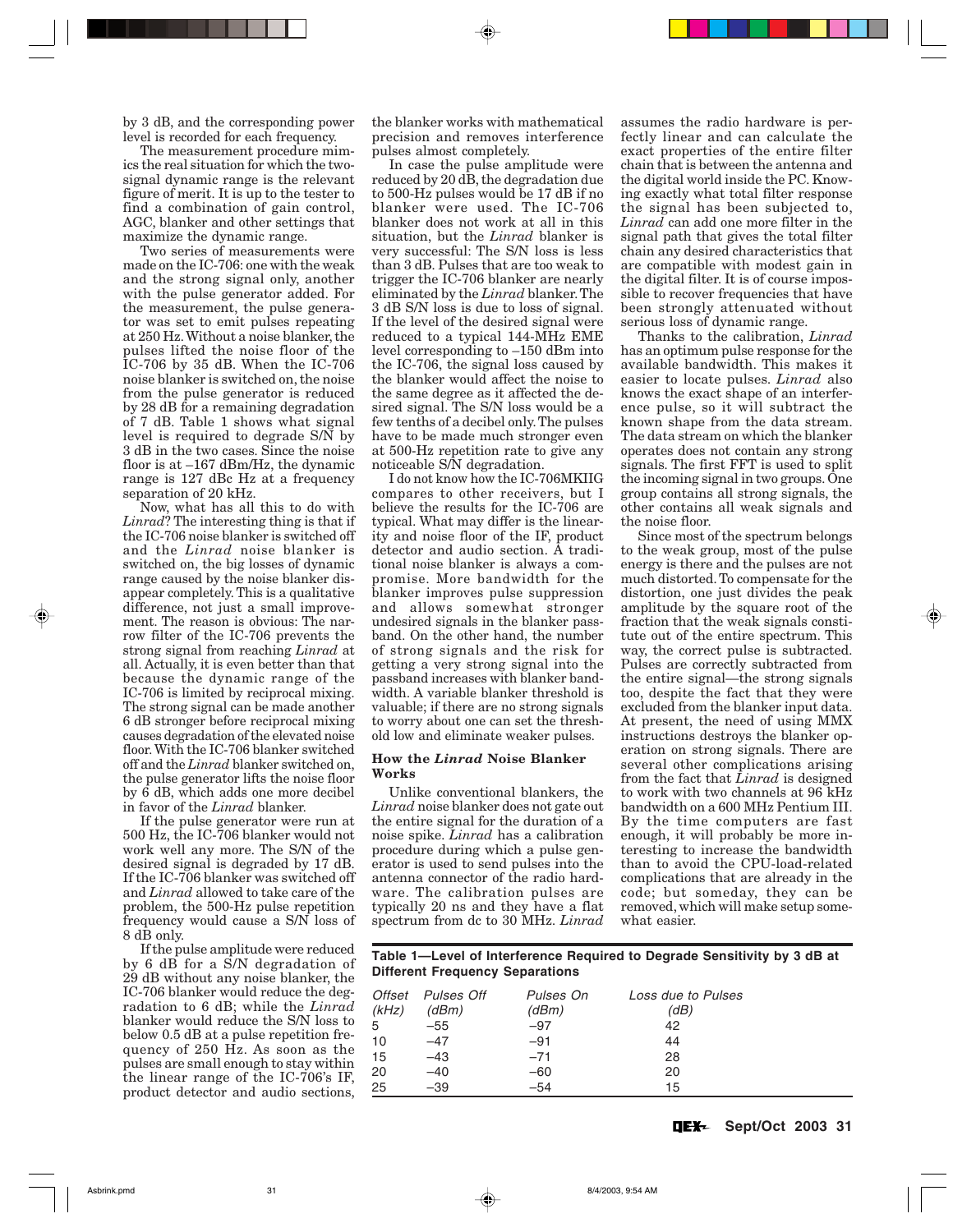by 3 dB, and the corresponding power level is recorded for each frequency.

The measurement procedure mimics the real situation for which the two-signal dynamic range is the relevant figure of merit. It is up to the tester to find a combination of gain control, AGC, blanker and other settings that maximize the dynamic range.

Two series of measurements were made on the IC-706: one with the weak and the strong signal only, another with the pulse generator added. For the measurement, the pulse generator was set to emit pulses repeating at 250 Hz. Without a noise blanker, the pulses lifted the noise floor of the IC-706 by 35 dB. When the IC-706 noise blanker is switched on, the noise from the pulse generator is reduced by 28 dB for a remaining degradation of 7 dB. Table 1 shows what signal level is required to degrade S/N by 3 dB in the two cases. Since the noise floor is at –167 dBm/Hz, the dynamic range is 127 dBc Hz at a frequency separation of 20 kHz.

Now, what has all this to do with *Linrad*? The interesting thing is that if the IC-706 noise blanker is switched off and the *Linrad* noise blanker is switched on, the big losses of dynamic range caused by the noise blanker disappear completely. This is a qualitative difference, not just a small improvement. The reason is obvious: The narrow filter of the IC-706 prevents the strong signal from reaching *Linrad* at all. Actually, it is even better than that because the dynamic range of the IC-706 is limited by reciprocal mixing. The strong signal can be made another 6 dB stronger before reciprocal mixing causes degradation of the elevated noise floor. With the IC-706 blanker switched off and the *Linrad* blanker switched on, the pulse generator lifts the noise floor by 6 dB, which adds one more decibel in favor of the *Linrad* blanker.

If the pulse generator were run at 500 Hz, the IC-706 blanker would not work well any more. The S/N of the desired signal is degraded by 17 dB. If the IC-706 blanker was switched off and *Linrad* allowed to take care of the problem, the 500-Hz pulse repetition frequency would cause a S/N loss of 8 dB only.

If the pulse amplitude were reduced by 6 dB for a S/N degradation of 29 dB without any noise blanker, the IC-706 blanker would reduce the degradation to 6 dB; while the *Linrad* blanker would reduce the S/N loss to below 0.5 dB at a pulse repetition frequency of 250 Hz. As soon as the pulses are small enough to stay within the linear range of the IC-706's IF, product detector and audio sections, the blanker works with mathematical precision and removes interference pulses almost completely.

In case the pulse amplitude were reduced by 20 dB, the degradation due to 500-Hz pulses would be 17 dB if no blanker were used. The IC-706 blanker does not work at all in this situation, but the *Linrad* blanker is very successful: The S/N loss is less than 3 dB. Pulses that are too weak to trigger the IC-706 blanker are nearly eliminated by the *Linrad* blanker. The 3 dB S/N loss is due to loss of signal. If the level of the desired signal were reduced to a typical 144-MHz EME level corresponding to –150 dBm into the IC-706, the signal loss caused by the blanker would affect the noise to the same degree as it affected the desired signal. The S/N loss would be a few tenths of a decibel only. The pulses have to be made much stronger even at 500-Hz repetition rate to give any noticeable S/N degradation.

I do not know how the IC-706MKIIG compares to other receivers, but I believe the results for the IC-706 are typical. What may differ is the linearity and noise floor of the IF, product detector and audio section. A traditional noise blanker is always a compromise. More bandwidth for the blanker improves pulse suppression and allows somewhat stronger undesired signals in the blanker passband. On the other hand, the number of strong signals and the risk for getting a very strong signal into the passband increases with blanker bandwidth. A variable blanker threshold is valuable; if there are no strong signals to worry about one can set the threshold low and eliminate weaker pulses.

### How the *Linrad* Noise Blanker Works

Unlike conventional blankers, the *Linrad* noise blanker does not gate out the entire signal for the duration of a noise spike. *Linrad* has a calibration procedure during which a pulse generator is used to send pulses into the antenna connector of the radio hardware. The calibration pulses are typically 20 ns and they have a flat spectrum from dc to 30 MHz. *Linrad* assumes the radio hardware is perfectly linear and can calculate the exact properties of the entire filter chain that is between the antenna and the digital world inside the PC. Knowing exactly what total filter response the signal has been subjected to, *Linrad* can add one more filter in the signal path that gives the total filter chain any desired characteristics that are compatible with modest gain in the digital filter. It is of course impossible to recover frequencies that have been strongly attenuated without serious loss of dynamic range.

Thanks to the calibration, *Linrad* has an optimum pulse response for the available bandwidth. This makes it easier to locate pulses. *Linrad* also knows the exact shape of an interference pulse, so it will subtract the known shape from the data stream. The data stream on which the blanker operates does not contain any strong signals. The first FFT is used to split the incoming signal in two groups. One group contains all strong signals, the other contains all weak signals and the noise floor.

Since most of the spectrum belongs to the weak group, most of the pulse energy is there and the pulses are not much distorted. To compensate for the distortion, one just divides the peak amplitude by the square root of the fraction that the weak signals constitute out of the entire spectrum. This way, the correct pulse is subtracted. Pulses are correctly subtracted from the entire signal—the strong signals too, despite the fact that they were excluded from the blanker input data. At present, the need of using MMX instructions destroys the blanker operation on strong signals. There are several other complications arising from the fact that *Linrad* is designed to work with two channels at 96 kHz bandwidth on a 600 MHz Pentium III. By the time computers are fast enough, it will probably be more interesting to increase the bandwidth than to avoid the CPU-load-related complications that are already in the code; but someday, they can be removed, which will make setup somewhat easier.

**Table 1—Level of Interference Required to Degrade Sensitivity by 3 dB at Different Frequency Separations**

| *Offset (kHz)* | *Pulses Off (dBm)* | *Pulses On (dBm)* | *Loss due to Pulses (dB)* |
|---|---|---|---|
| 5 | –55 | –97 | 42 |
| 10 | –47 | –91 | 44 |
| 15 | –43 | –71 | 28 |
| 20 | –40 | –60 | 20 |
| 25 | –39 | –54 | 15 |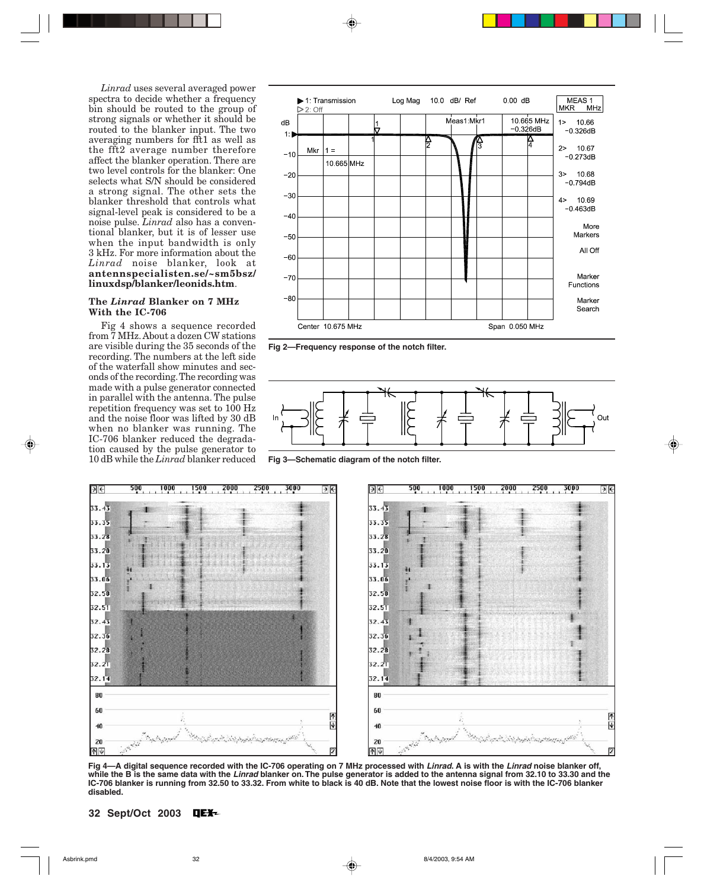*Linrad* uses several averaged power spectra to decide whether a frequency bin should be routed to the group of strong signals or whether it should be routed to the blanker input. The two averaging numbers for fft1 as well as the fft2 average number therefore affect the blanker operation. There are two level controls for the blanker: One selects what S/N should be considered a strong signal. The other sets the blanker threshold that controls what signal-level peak is considered to be a noise pulse. *Linrad* also has a conventional blanker, but it is of lesser use when the input bandwidth is only 3 kHz. For more information about the *Linrad* noise blanker, look at **antennspecialisten.se/~sm5bsz/linuxdsp/blanker/leonids.htm**.

### The *Linrad* Blanker on 7 MHz With the IC-706

Fig 4 shows a sequence recorded from 7 MHz. About a dozen CW stations are visible during the 35 seconds of the recording. The numbers at the left side of the waterfall show minutes and seconds of the recording. The recording was made with a pulse generator connected in parallel with the antenna. The pulse repetition frequency was set to 100 Hz and the noise floor was lifted by 30 dB when no blanker was running. The IC-706 blanker reduced the degradation caused by the pulse generator to 10 dB while the *Linrad* blanker reduced

Fig 2—Frequency response of the notch filter.

Fig 3—Schematic diagram of the notch filter.

Fig 4—A digital sequence recorded with the IC-706 operating on 7 MHz processed with *Linrad*. A is with the *Linrad* noise blanker off, while the B is the same data with the *Linrad* blanker on. The pulse generator is added to the antenna signal from 32.10 to 33.30 and the IC-706 blanker is running from 32.50 to 33.32. From white to black is 40 dB. Note that the lowest noise floor is with the IC-706 blanker disabled.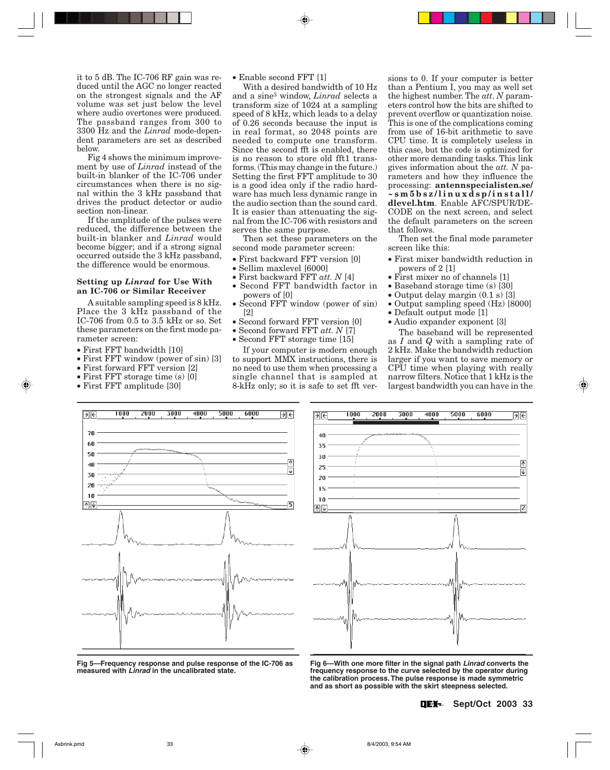it to 5 dB. The IC-706 RF gain was reduced until the AGC no longer reacted on the strongest signals and the AF volume was set just below the level where audio overtones were produced. The passband ranges from 300 to 3300 Hz and the *Linrad* mode-dependent parameters are set as described below.

Fig 4 shows the minimum improvement by use of *Linrad* instead of the built-in blanker of the IC-706 under circumstances when there is no signal within the 3 kHz passband that drives the product detector or audio section non-linear.

If the amplitude of the pulses were reduced, the difference between the built-in blanker and *Linrad* would become bigger; and if a strong signal occurred outside the 3 kHz passband, the difference would be enormous.

### Setting up *Linrad* for Use With an IC-706 or Similar Receiver

A suitable sampling speed is 8 kHz. Place the 3 kHz passband of the IC-706 from 0.5 to 3.5 kHz or so. Set these parameters on the first mode parameter screen:

- First FFT bandwidth [10]
- First FFT window (power of sin) [3]
- First forward FFT version [2]
- First FFT storage time (s) [0]
- First FFT amplitude [30]
- Enable second FFT [1]

With a desired bandwidth of 10 Hz and a sine$^3$ window, *Linrad* selects a transform size of 1024 at a sampling speed of 8 kHz, which leads to a delay of 0.26 seconds because the input is in real format, so 2048 points are needed to compute one transform. Since the second fft is enabled, there is no reason to store old fft1 transforms. (This may change in the future.) Setting the first FFT amplitude to 30 is a good idea only if the radio hardware has much less dynamic range in the audio section than the sound card. It is easier than attenuating the signal from the IC-706 with resistors and serves the same purpose.

Then set these parameters on the second mode parameter screen:

- First backward FFT version [0]
- Sellim maxlevel [6000]
- First backward FFT *att. N* [4]
- Second FFT bandwidth factor in powers of [0]
- Second FFT window (power of sin) [2]
- Second forward FFT version [0]
- Second forward FFT *att. N* [7]
- Second FFT storage time [15]

If your computer is modern enough to support MMX instructions, there is no need to use them when processing a single channel that is sampled at 8-kHz only; so it is safe to set fft versions to 0. If your computer is better than a Pentium I, you may as well set the highest number. The *att. N* parameters control how the bits are shifted to prevent overflow or quantization noise. This is one of the complications coming from use of 16-bit arithmetic to save CPU time. It is completely useless in this case, but the code is optimized for other more demanding tasks. This link gives information about the *att. N* parameters and how they influence the processing: **antennspecialisten.se/~sm5bsz/linuxdsp/install/dlevel.htm**. Enable AFC/SPUR/DECODE on the next screen, and select the default parameters on the screen that follows.

Then set the final mode parameter screen like this:

- First mixer bandwidth reduction in powers of 2 [1]
- First mixer no of channels [1]
- Baseband storage time (s) [30]
- Output delay margin (0.1 s) [3]
- Output sampling speed (Hz) [8000]
- Default output mode [1]
- Audio expander exponent [3]

The baseband will be represented as *I* and *Q* with a sampling rate of 2 kHz. Make the bandwidth reduction larger if you want to save memory or CPU time when playing with really narrow filters. Notice that 1 kHz is the largest bandwidth you can have in the

**Fig 5—Frequency response and pulse response of the IC-706 as measured with *Linrad* in the uncalibrated state.**

**Fig 6—With one more filter in the signal path *Linrad* converts the frequency response to the curve selected by the operator during the calibration process. The pulse response is made symmetric and as short as possible with the skirt steepness selected.**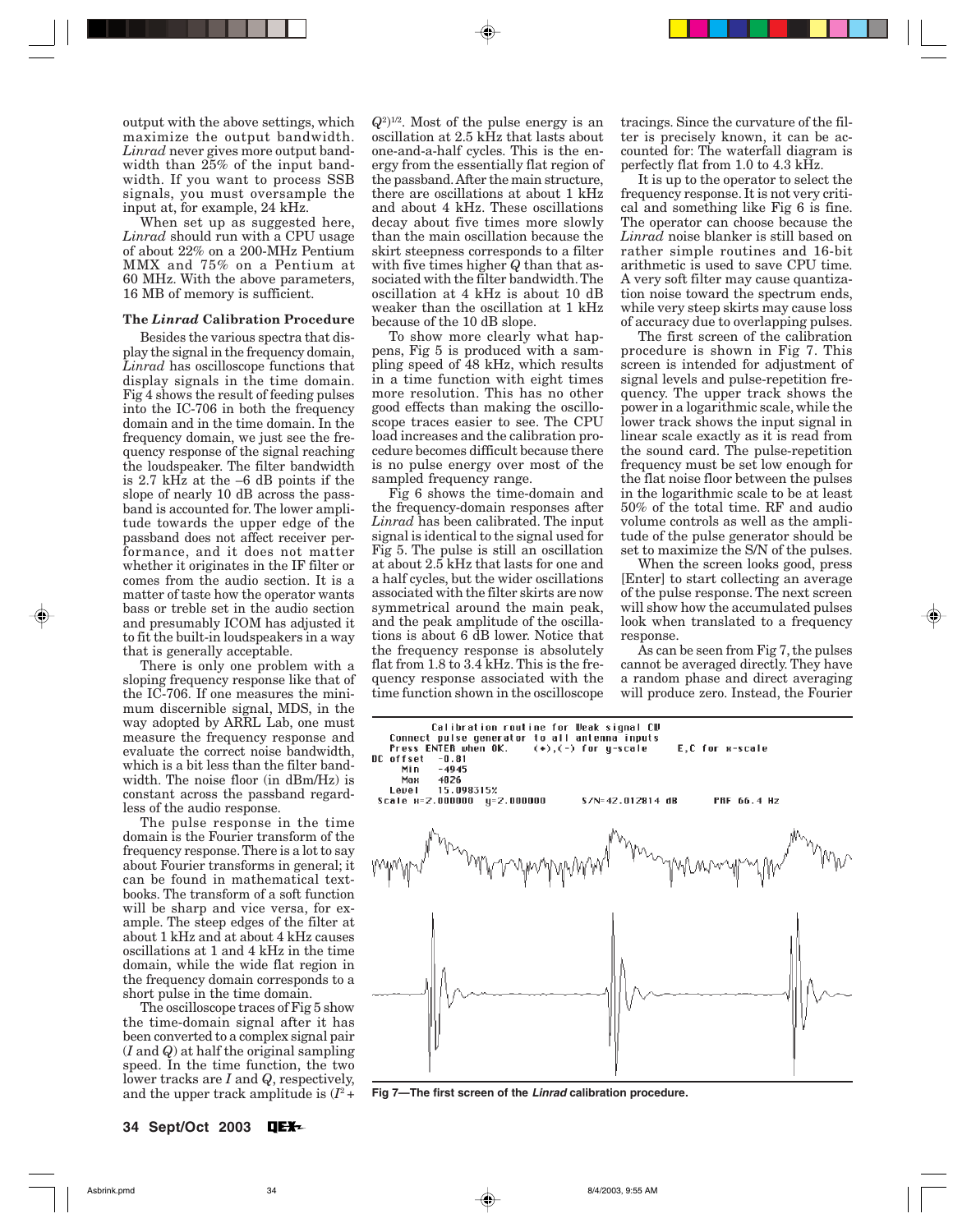output with the above settings, which maximize the output bandwidth. *Linrad* never gives more output bandwidth than 25% of the input bandwidth. If you want to process SSB signals, you must oversample the input at, for example, 24 kHz.

When set up as suggested here, *Linrad* should run with a CPU usage of about 22% on a 200-MHz Pentium MMX and 75% on a Pentium at 60 MHz. With the above parameters, 16 MB of memory is sufficient.

### The *Linrad* Calibration Procedure

Besides the various spectra that display the signal in the frequency domain, *Linrad* has oscilloscope functions that display signals in the time domain. Fig 4 shows the result of feeding pulses into the IC-706 in both the frequency domain and in the time domain. In the frequency domain, we just see the frequency response of the signal reaching the loudspeaker. The filter bandwidth is 2.7 kHz at the –6 dB points if the slope of nearly 10 dB across the passband is accounted for. The lower amplitude towards the upper edge of the passband does not affect receiver performance, and it does not matter whether it originates in the IF filter or comes from the audio section. It is a matter of taste how the operator wants bass or treble set in the audio section and presumably ICOM has adjusted it to fit the built-in loudspeakers in a way that is generally acceptable.

There is only one problem with a sloping frequency response like that of the IC-706. If one measures the minimum discernible signal, MDS, in the way adopted by ARRL Lab, one must measure the frequency response and evaluate the correct noise bandwidth, which is a bit less than the filter bandwidth. The noise floor (in dBm/Hz) is constant across the passband regardless of the audio response.

The pulse response in the time domain is the Fourier transform of the frequency response. There is a lot to say about Fourier transforms in general; it can be found in mathematical textbooks. The transform of a soft function will be sharp and vice versa, for example. The steep edges of the filter at about 1 kHz and at about 4 kHz causes oscillations at 1 and 4 kHz in the time domain, while the wide flat region in the frequency domain corresponds to a short pulse in the time domain.

The oscilloscope traces of Fig 5 show the time-domain signal after it has been converted to a complex signal pair ($I$ and $Q$) at half the original sampling speed. In the time function, the two lower tracks are $I$ and $Q$, respectively, and the upper track amplitude is $(I^2 + Q^2)^{1/2}$. Most of the pulse energy is an oscillation at 2.5 kHz that lasts about one-and-a-half cycles. This is the energy from the essentially flat region of the passband. After the main structure, there are oscillations at about 1 kHz and about 4 kHz. These oscillations decay about five times more slowly than the main oscillation because the skirt steepness corresponds to a filter with five times higher $Q$ than that associated with the filter bandwidth. The oscillation at 4 kHz is about 10 dB weaker than the oscillation at 1 kHz because of the 10 dB slope.

To show more clearly what happens, Fig 5 is produced with a sampling speed of 48 kHz, which results in a time function with eight times more resolution. This has no other good effects than making the oscilloscope traces easier to see. The CPU load increases and the calibration procedure becomes difficult because there is no pulse energy over most of the sampled frequency range.

Fig 6 shows the time-domain and the frequency-domain responses after *Linrad* has been calibrated. The input signal is identical to the signal used for Fig 5. The pulse is still an oscillation at about 2.5 kHz that lasts for one and a half cycles, but the wider oscillations associated with the filter skirts are now symmetrical around the main peak, and the peak amplitude of the oscillations is about 6 dB lower. Notice that the frequency response is absolutely flat from 1.8 to 3.4 kHz. This is the frequency response associated with the time function shown in the oscilloscope tracings. Since the curvature of the filter is precisely known, it can be accounted for: The waterfall diagram is perfectly flat from 1.0 to 4.3 kHz.

It is up to the operator to select the frequency response. It is not very critical and something like Fig 6 is fine. The operator can choose because the *Linrad* noise blanker is still based on rather simple routines and 16-bit arithmetic is used to save CPU time. A very soft filter may cause quantization noise toward the spectrum ends, while very steep skirts may cause loss of accuracy due to overlapping pulses.

The first screen of the calibration procedure is shown in Fig 7. This screen is intended for adjustment of signal levels and pulse-repetition frequency. The upper track shows the power in a logarithmic scale, while the lower track shows the input signal in linear scale exactly as it is read from the sound card. The pulse-repetition frequency must be set low enough for the flat noise floor between the pulses in the logarithmic scale to be at least 50% of the total time. RF and audio volume controls as well as the amplitude of the pulse generator should be set to maximize the S/N of the pulses.

When the screen looks good, press [Enter] to start collecting an average of the pulse response. The next screen will show how the accumulated pulses look when translated to a frequency response.

As can be seen from Fig 7, the pulses cannot be averaged directly. They have a random phase and direct averaging will produce zero. Instead, the Fourier

```
Calibration routine for Weak signal CW
Connect pulse generator to all antenna inputs
Press ENTER when OK.     (+),(-) for y-scale     E,C for x-scale
DC offset   -0.01
    Min     -4945
    Max     4026
  Level     15.098315%
Scale x=2.000000  y=2.000000        S/N=42.012814 dB        PRF 66.4 Hz
```

**Fig 7—The first screen of the *Linrad* calibration procedure.**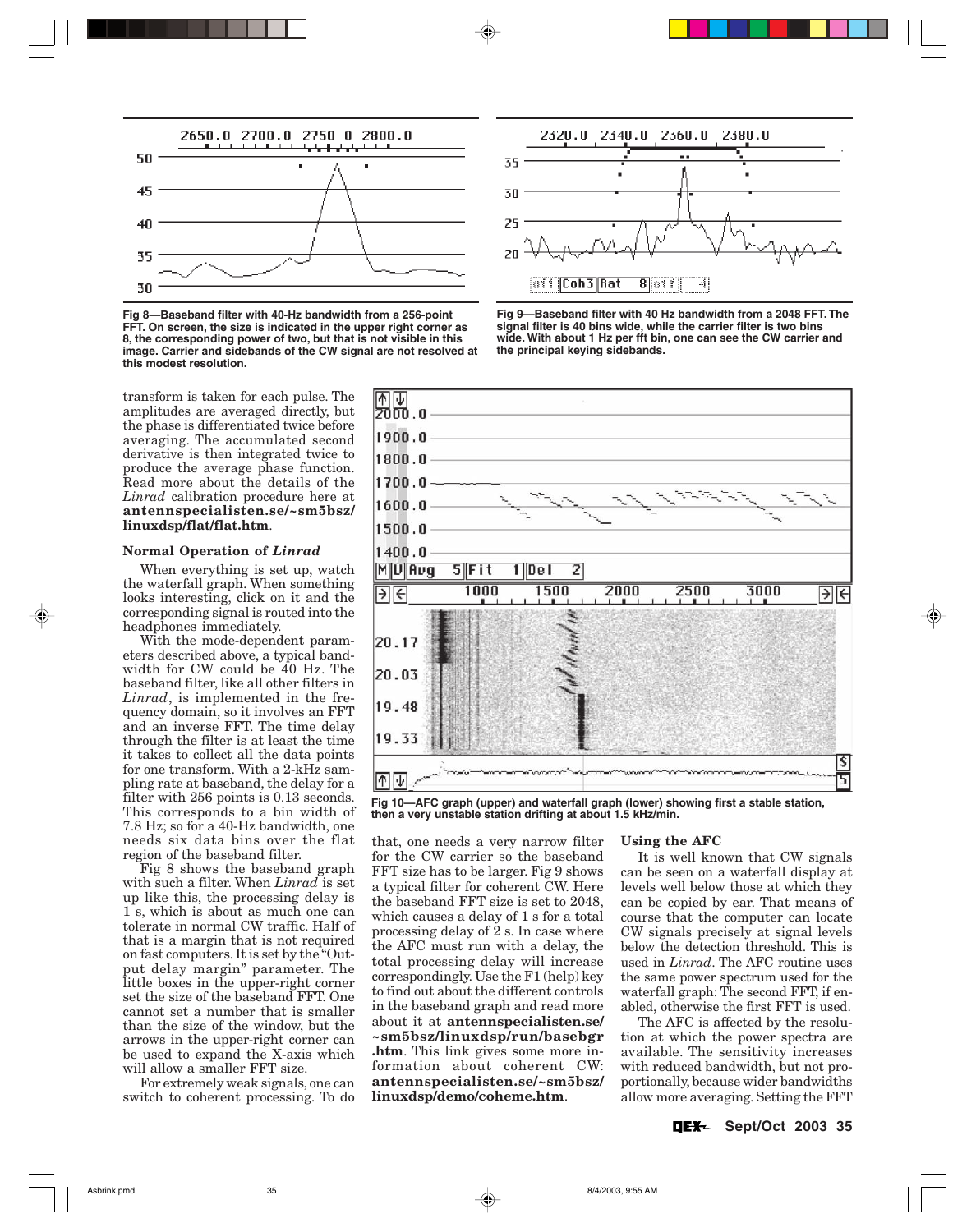Fig 8—Baseband filter with 40-Hz bandwidth from a 256-point FFT. On screen, the size is indicated in the upper right corner as 8, the corresponding power of two, but that is not visible in this image. Carrier and sidebands of the CW signal are not resolved at this modest resolution.

Fig 9—Baseband filter with 40 Hz bandwidth from a 2048 FFT. The signal filter is 40 bins wide, while the carrier filter is two bins wide. With about 1 Hz per fft bin, one can see the CW carrier and the principal keying sidebands.

transform is taken for each pulse. The amplitudes are averaged directly, but the phase is differentiated twice before averaging. The accumulated second derivative is then integrated twice to produce the average phase function. Read more about the details of the *Linrad* calibration procedure here at **antennspecialisten.se/~sm5bsz/linuxdsp/flat/flat.htm**.

### Normal Operation of *Linrad*

When everything is set up, watch the waterfall graph. When something looks interesting, click on it and the corresponding signal is routed into the headphones immediately.

With the mode-dependent parameters described above, a typical bandwidth for CW could be 40 Hz. The baseband filter, like all other filters in *Linrad*, is implemented in the frequency domain, so it involves an FFT and an inverse FFT. The time delay through the filter is at least the time it takes to collect all the data points for one transform. With a 2-kHz sampling rate at baseband, the delay for a filter with 256 points is 0.13 seconds. This corresponds to a bin width of 7.8 Hz; so for a 40-Hz bandwidth, one needs six data bins over the flat region of the baseband filter.

Fig 8 shows the baseband graph with such a filter. When *Linrad* is set up like this, the processing delay is 1 s, which is about as much one can tolerate in normal CW traffic. Half of that is a margin that is not required on fast computers. It is set by the "Output delay margin" parameter. The little boxes in the upper-right corner set the size of the baseband FFT. One cannot set a number that is smaller than the size of the window, but the arrows in the upper-right corner can be used to expand the X-axis which will allow a smaller FFT size.

For extremely weak signals, one can switch to coherent processing. To do that, one needs a very narrow filter for the CW carrier so the baseband FFT size has to be larger. Fig 9 shows a typical filter for coherent CW. Here the baseband FFT size is set to 2048, which causes a delay of 1 s for a total processing delay of 2 s. In case where the AFC must run with a delay, the total processing delay will increase correspondingly. Use the F1 (help) key to find out about the different controls in the baseband graph and read more about it at **antennspecialisten.se/~sm5bsz/linuxdsp/run/basebgr.htm**. This link gives some more information about coherent CW: **antennspecialisten.se/~sm5bsz/linuxdsp/demo/coheme.htm**.

Fig 10—AFC graph (upper) and waterfall graph (lower) showing first a stable station, then a very unstable station drifting at about 1.5 kHz/min.

### Using the AFC

It is well known that CW signals can be seen on a waterfall display at levels well below those at which they can be copied by ear. That means of course that the computer can locate CW signals precisely at signal levels below the detection threshold. This is used in *Linrad*. The AFC routine uses the same power spectrum used for the waterfall graph: The second FFT, if enabled, otherwise the first FFT is used.

The AFC is affected by the resolution at which the power spectra are available. The sensitivity increases with reduced bandwidth, but not proportionally, because wider bandwidths allow more averaging. Setting the FFT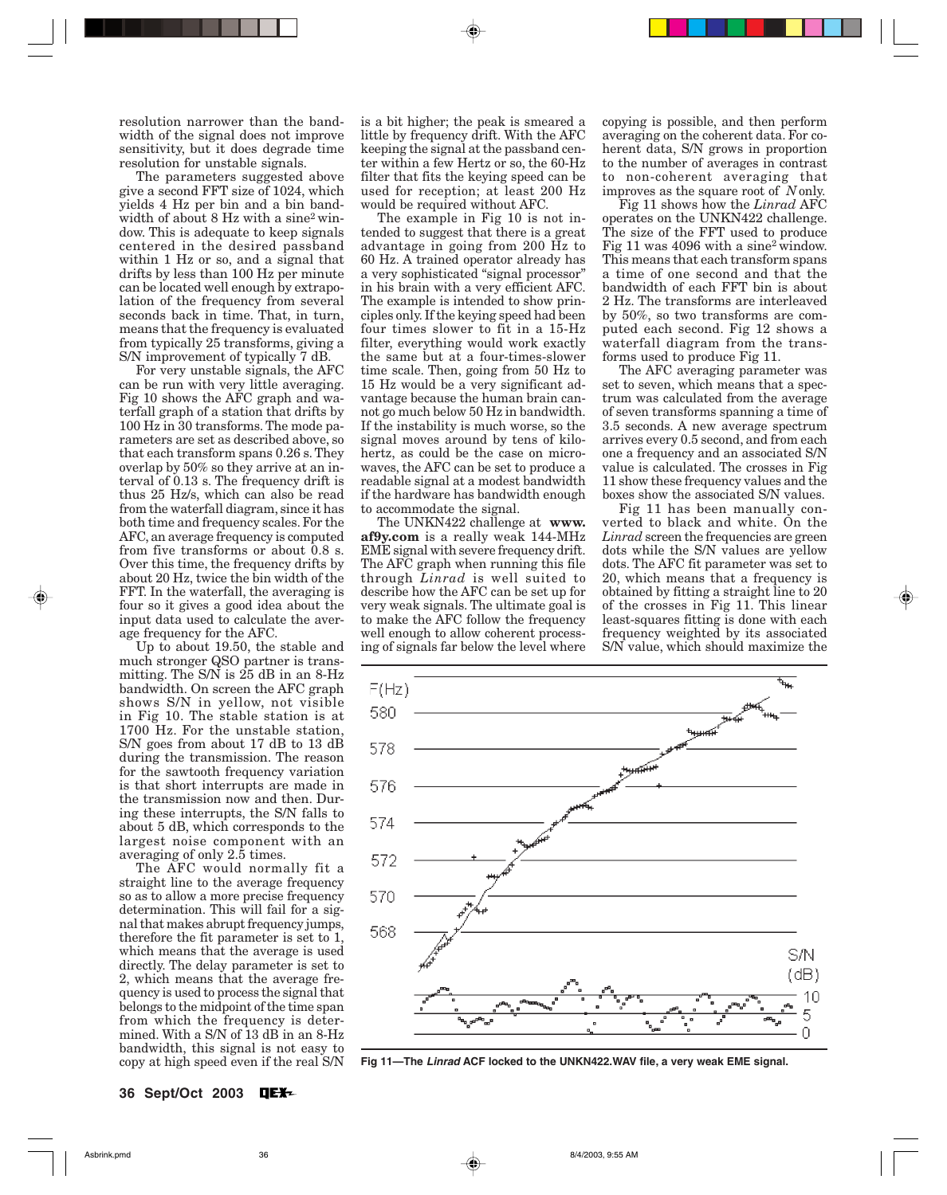resolution narrower than the bandwidth of the signal does not improve sensitivity, but it does degrade time resolution for unstable signals.

The parameters suggested above give a second FFT size of 1024, which yields 4 Hz per bin and a bin bandwidth of about 8 Hz with a sine$^2$ window. This is adequate to keep signals centered in the desired passband within 1 Hz or so, and a signal that drifts by less than 100 Hz per minute can be located well enough by extrapolation of the frequency from several seconds back in time. That, in turn, means that the frequency is evaluated from typically 25 transforms, giving a S/N improvement of typically 7 dB.

For very unstable signals, the AFC can be run with very little averaging. Fig 10 shows the AFC graph and waterfall graph of a station that drifts by 100 Hz in 30 transforms. The mode parameters are set as described above, so that each transform spans 0.26 s. They overlap by 50% so they arrive at an interval of 0.13 s. The frequency drift is thus 25 Hz/s, which can also be read from the waterfall diagram, since it has both time and frequency scales. For the AFC, an average frequency is computed from five transforms or about 0.8 s. Over this time, the frequency drifts by about 20 Hz, twice the bin width of the FFT. In the waterfall, the averaging is four so it gives a good idea about the input data used to calculate the average frequency for the AFC.

Up to about 19.50, the stable and much stronger QSO partner is transmitting. The S/N is 25 dB in an 8-Hz bandwidth. On screen the AFC graph shows S/N in yellow, not visible in Fig 10. The stable station is at 1700 Hz. For the unstable station, S/N goes from about 17 dB to 13 dB during the transmission. The reason for the sawtooth frequency variation is that short interrupts are made in the transmission now and then. During these interrupts, the S/N falls to about 5 dB, which corresponds to the largest noise component with an averaging of only 2.5 times.

The AFC would normally fit a straight line to the average frequency so as to allow a more precise frequency determination. This will fail for a signal that makes abrupt frequency jumps, therefore the fit parameter is set to 1, which means that the average is used directly. The delay parameter is set to 2, which means that the average frequency is used to process the signal that belongs to the midpoint of the time span from which the frequency is determined. With a S/N of 13 dB in an 8-Hz bandwidth, this signal is not easy to copy at high speed even if the real S/N is a bit higher; the peak is smeared a little by frequency drift. With the AFC keeping the signal at the passband center within a few Hertz or so, the 60-Hz filter that fits the keying speed can be used for reception; at least 200 Hz would be required without AFC.

The example in Fig 10 is not intended to suggest that there is a great advantage in going from 200 Hz to 60 Hz. A trained operator already has a very sophisticated "signal processor" in his brain with a very efficient AFC. The example is intended to show principles only. If the keying speed had been four times slower to fit in a 15-Hz filter, everything would work exactly the same but at a four-times-slower time scale. Then, going from 50 Hz to 15 Hz would be a very significant advantage because the human brain cannot go much below 50 Hz in bandwidth. If the instability is much worse, so the signal moves around by tens of kilohertz, as could be the case on microwaves, the AFC can be set to produce a readable signal at a modest bandwidth if the hardware has bandwidth enough to accommodate the signal.

The UNKN422 challenge at **www.af9y.com** is a really weak 144-MHz EME signal with severe frequency drift. The AFC graph when running this file through *Linrad* is well suited to describe how the AFC can be set up for very weak signals. The ultimate goal is to make the AFC follow the frequency well enough to allow coherent processing of signals far below the level where copying is possible, and then perform averaging on the coherent data. For coherent data, S/N grows in proportion to the number of averages in contrast to non-coherent averaging that improves as the square root of *N* only.

Fig 11 shows how the *Linrad* AFC operates on the UNKN422 challenge. The size of the FFT used to produce Fig 11 was 4096 with a sine$^2$ window. This means that each transform spans a time of one second and that the bandwidth of each FFT bin is about 2 Hz. The transforms are interleaved by 50%, so two transforms are computed each second. Fig 12 shows a waterfall diagram from the transforms used to produce Fig 11.

The AFC averaging parameter was set to seven, which means that a spectrum was calculated from the average of seven transforms spanning a time of 3.5 seconds. A new average spectrum arrives every 0.5 second, and from each one a frequency and an associated S/N value is calculated. The crosses in Fig 11 show these frequency values and the boxes show the associated S/N values.

Fig 11 has been manually converted to black and white. On the *Linrad* screen the frequencies are green dots while the S/N values are yellow dots. The AFC fit parameter was set to 20, which means that a frequency is obtained by fitting a straight line to 20 of the crosses in Fig 11. This linear least-squares fitting is done with each frequency weighted by its associated S/N value, which should maximize the

Fig 11—The *Linrad* ACF locked to the UNKN422.WAV file, a very weak EME signal.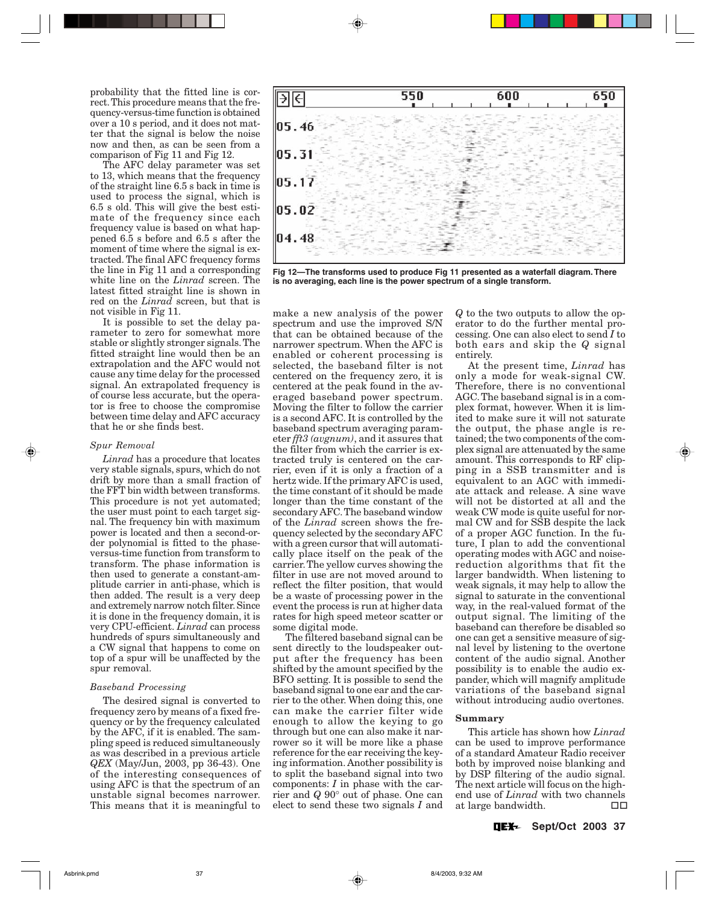probability that the fitted line is correct. This procedure means that the frequency-versus-time function is obtained over a 10 s period, and it does not matter that the signal is below the noise now and then, as can be seen from a comparison of Fig 11 and Fig 12.

The AFC delay parameter was set to 13, which means that the frequency of the straight line 6.5 s back in time is used to process the signal, which is 6.5 s old. This will give the best estimate of the frequency since each frequency value is based on what happened 6.5 s before and 6.5 s after the moment of time where the signal is extracted. The final AFC frequency forms the line in Fig 11 and a corresponding white line on the *Linrad* screen. The latest fitted straight line is shown in red on the *Linrad* screen, but that is not visible in Fig 11.

It is possible to set the delay parameter to zero for somewhat more stable or slightly stronger signals. The fitted straight line would then be an extrapolation and the AFC would not cause any time delay for the processed signal. An extrapolated frequency is of course less accurate, but the operator is free to choose the compromise between time delay and AFC accuracy that he or she finds best.

### Spur Removal

*Linrad* has a procedure that locates very stable signals, spurs, which do not drift by more than a small fraction of the FFT bin width between transforms. This procedure is not yet automated; the user must point to each target signal. The frequency bin with maximum power is located and then a second-order polynomial is fitted to the phase-versus-time function from transform to transform. The phase information is then used to generate a constant-amplitude carrier in anti-phase, which is then added. The result is a very deep and extremely narrow notch filter. Since it is done in the frequency domain, it is very CPU-efficient. *Linrad* can process hundreds of spurs simultaneously and a CW signal that happens to come on top of a spur will be unaffected by the spur removal.

### Baseband Processing

The desired signal is converted to frequency zero by means of a fixed frequency or by the frequency calculated by the AFC, if it is enabled. The sampling speed is reduced simultaneously as was described in a previous article *QEX* (May/Jun, 2003, pp 36-43). One of the interesting consequences of using AFC is that the spectrum of an unstable signal becomes narrower. This means that it is meaningful to make a new analysis of the power spectrum and use the improved S/N that can be obtained because of the narrower spectrum. When the AFC is enabled or coherent processing is selected, the baseband filter is not centered on the frequency zero, it is centered at the peak found in the averaged baseband power spectrum. Moving the filter to follow the carrier is a second AFC. It is controlled by the baseband spectrum averaging parameter *fft3 (avgnum)*, and it assures that the filter from which the carrier is extracted truly is centered on the carrier, even if it is only a fraction of a hertz wide. If the primary AFC is used, the time constant of it should be made longer than the time constant of the secondary AFC. The baseband window of the *Linrad* screen shows the frequency selected by the secondary AFC and a green cursor that will automatically place itself on the peak of the carrier. The yellow curves showing the filter in use are not moved around to reflect the filter position, that would be a waste of processing power in the event the process is run at higher data rates for high speed meteor scatter or some digital mode.

The filtered baseband signal can be sent directly to the loudspeaker output after the frequency has been shifted by the amount specified by the BFO setting. It is possible to send the baseband signal to one ear and the carrier to the other. When doing this, one can make the carrier filter wide enough to allow the keying to go through but one can also make it narrower so it will be more like a phase reference for the ear receiving the keying information. Another possibility is to split the baseband signal into two components: *I* in phase with the carrier and *Q* 90° out of phase. One can elect to send these two signals *I* and *Q* to the two outputs to allow the operator to do the further mental processing. One can also elect to send *I* to both ears and skip the *Q* signal entirely.

At the present time, *Linrad* has only a mode for weak-signal CW. Therefore, there is no conventional AGC. The baseband signal is in a complex format, however. When it is limited to make sure it will not saturate the output, the phase angle is retained; the two components of the complex signal are attenuated by the same amount. This corresponds to RF clipping in a SSB transmitter and is equivalent to an AGC with immediate attack and release. A sine wave will not be distorted at all and the weak CW mode is quite useful for normal CW and for SSB despite the lack of a proper AGC function. In the future, I plan to add the conventional operating modes with AGC and noise-reduction algorithms that fit the larger bandwidth. When listening to weak signals, it may help to allow the signal to saturate in the conventional way, in the real-valued format of the output signal. The limiting of the baseband can therefore be disabled so one can get a sensitive measure of signal level by listening to the overtone content of the audio signal. Another possibility is to enable the audio expander, which will magnify amplitude variations of the baseband signal without introducing audio overtones.

550
600
650
05.46
05.31
05.17
05.02
04.48

**Fig 12—The transforms used to produce Fig 11 presented as a waterfall diagram. There is no averaging, each line is the power spectrum of a single transform.**

### Summary

This article has shown how *Linrad* can be used to improve performance of a standard Amateur Radio receiver both by improved noise blanking and by DSP filtering of the audio signal. The next article will focus on the high-end use of *Linrad* with two channels at large bandwidth. □□